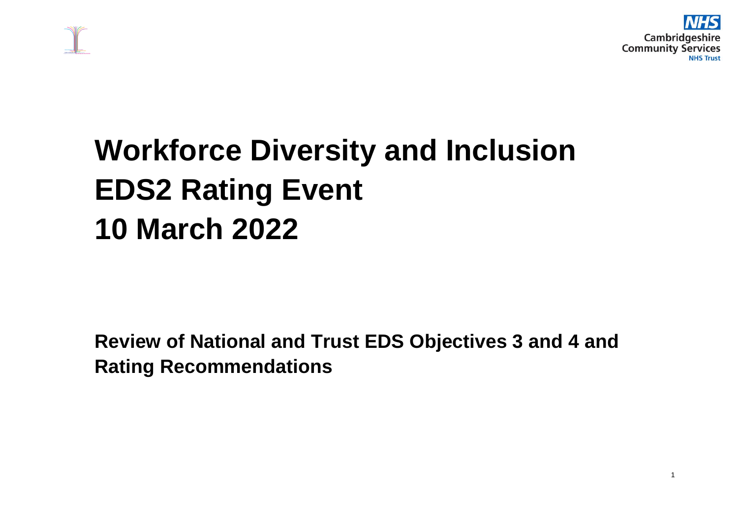# Workforce Diversity and Inclusion EDS2 Rating Event 10 March 2022

**Review of National and Trust EDS Objectives 3 and 4 and Rating Recommendations**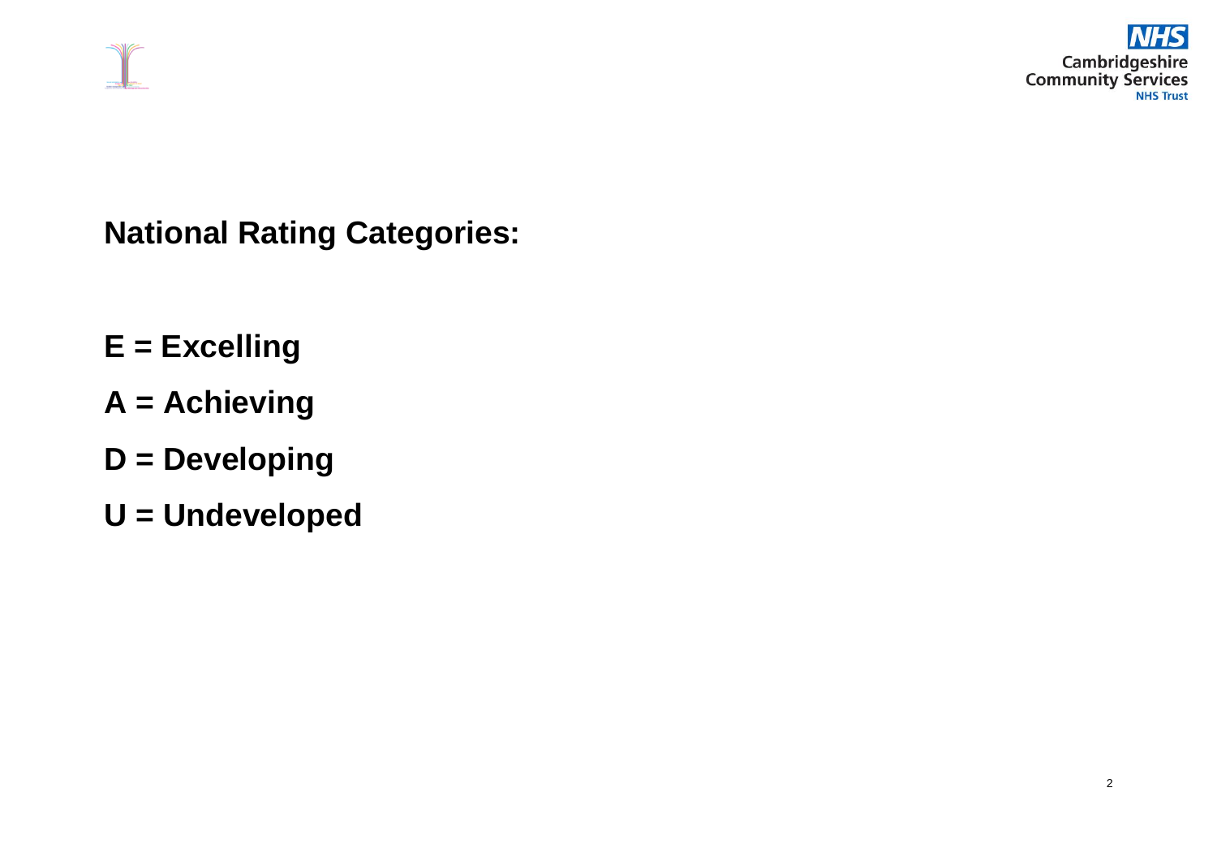## National Rating Categories:

**E = Excelling**

**A = Achieving**

**D = Developing**

**U = Undeveloped**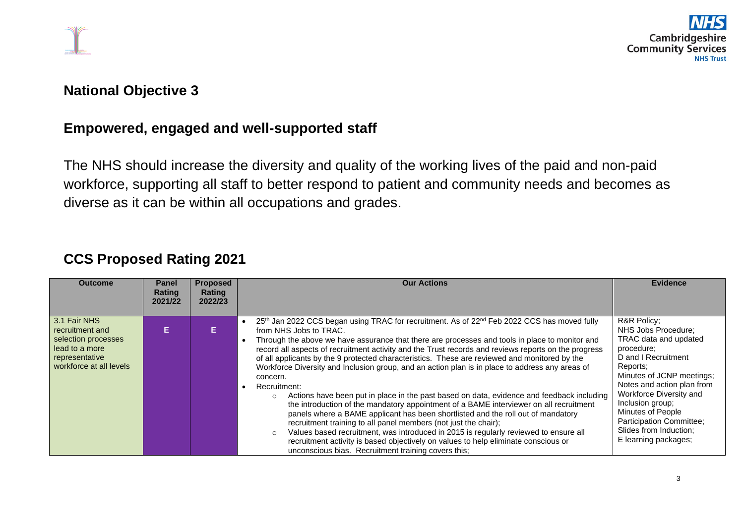## National Objective 3

## Empowered, engaged and well-supported staff

The NHS should increase the diversity and quality of the working lives of the paid and non-paid workforce, supporting all staff to better respond to patient and community needs and becomes as diverse as it can be within all occupations and grades.

## CCS Proposed Rating 2021

| Outcome | Panel Rating 2021/22 | Proposed Rating 2022/23 | Our Actions | Evidence |
|---|---|---|---|---|
| 3.1 Fair NHS recruitment and selection processes lead to a more representative workforce at all levels | E | E | • 25th Jan 2022 CCS began using TRAC for recruitment. As of 22nd Feb 2022 CCS has moved fully from NHS Jobs to TRAC.<br>• Through the above we have assurance that there are processes and tools in place to monitor and record all aspects of recruitment activity and the Trust records and reviews reports on the progress of all applicants by the 9 protected characteristics. These are reviewed and monitored by the Workforce Diversity and Inclusion group, and an action plan is in place to address any areas of concern.<br>• Recruitment:<br>&nbsp;&nbsp;○ Actions have been put in place in the past based on data, evidence and feedback including the introduction of the mandatory appointment of a BAME interviewer on all recruitment panels where a BAME applicant has been shortlisted and the roll out of mandatory recruitment training to all panel members (not just the chair);<br>&nbsp;&nbsp;○ Values based recruitment, was introduced in 2015 is regularly reviewed to ensure all recruitment activity is based objectively on values to help eliminate conscious or unconscious bias. Recruitment training covers this; | R&R Policy;<br>NHS Jobs Procedure;<br>TRAC data and updated procedure;<br>D and I Recruitment Reports;<br>Minutes of JCNP meetings;<br>Notes and action plan from Workforce Diversity and Inclusion group;<br>Minutes of People Participation Committee;<br>Slides from Induction;<br>E learning packages; |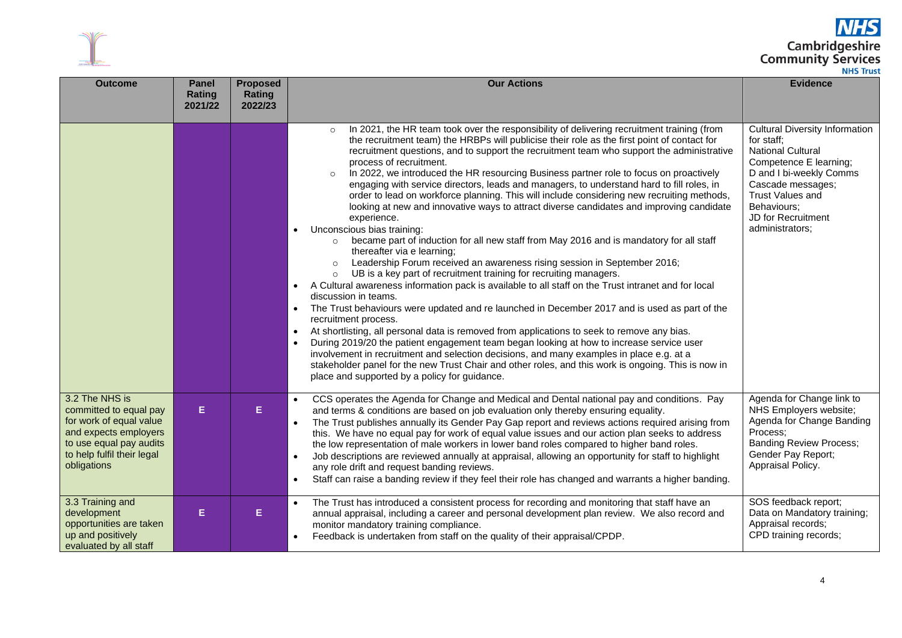| Outcome | Panel Rating 2021/22 | Proposed Rating 2022/23 | Our Actions | Evidence |
|---|---|---|---|---|
| | | | ◦ In 2021, the HR team took over the responsibility of delivering recruitment training (from the recruitment team) the HRBPs will publicise their role as the first point of contact for recruitment questions, and to support the recruitment team who support the administrative process of recruitment.<br>◦ In 2022, we introduced the HR resourcing Business partner role to focus on proactively engaging with service directors, leads and managers, to understand hard to fill roles, in order to lead on workforce planning. This will include considering new recruiting methods, looking at new and innovative ways to attract diverse candidates and improving candidate experience.<br>• Unconscious bias training:<br>◦ became part of induction for all new staff from May 2016 and is mandatory for all staff thereafter via e learning;<br>◦ Leadership Forum received an awareness rising session in September 2016;<br>◦ UB is a key part of recruitment training for recruiting managers.<br>• A Cultural awareness information pack is available to all staff on the Trust intranet and for local discussion in teams.<br>• The Trust behaviours were updated and re launched in December 2017 and is used as part of the recruitment process.<br>• At shortlisting, all personal data is removed from applications to seek to remove any bias.<br>• During 2019/20 the patient engagement team began looking at how to increase service user involvement in recruitment and selection decisions, and many examples in place e.g. at a stakeholder panel for the new Trust Chair and other roles, and this work is ongoing. This is now in place and supported by a policy for guidance. | Cultural Diversity Information for staff;<br>National Cultural Competence E learning;<br>D and I bi-weekly Comms Cascade messages;<br>Trust Values and Behaviours;<br>JD for Recruitment administrators; |
| 3.2 The NHS is committed to equal pay for work of equal value and expects employers to use equal pay audits to help fulfil their legal obligations | E | E | • CCS operates the Agenda for Change and Medical and Dental national pay and conditions. Pay and terms & conditions are based on job evaluation only thereby ensuring equality.<br>• The Trust publishes annually its Gender Pay Gap report and reviews actions required arising from this. We have no equal pay for work of equal value issues and our action plan seeks to address the low representation of male workers in lower band roles compared to higher band roles.<br>• Job descriptions are reviewed annually at appraisal, allowing an opportunity for staff to highlight any role drift and request banding reviews.<br>• Staff can raise a banding review if they feel their role has changed and warrants a higher banding. | Agenda for Change link to NHS Employers website;<br>Agenda for Change Banding Process;<br>Banding Review Process;<br>Gender Pay Report;<br>Appraisal Policy. |
| 3.3 Training and development opportunities are taken up and positively evaluated by all staff | E | E | • The Trust has introduced a consistent process for recording and monitoring that staff have an annual appraisal, including a career and personal development plan review. We also record and monitor mandatory training compliance.<br>• Feedback is undertaken from staff on the quality of their appraisal/CPDP. | SOS feedback report;<br>Data on Mandatory training;<br>Appraisal records;<br>CPD training records; |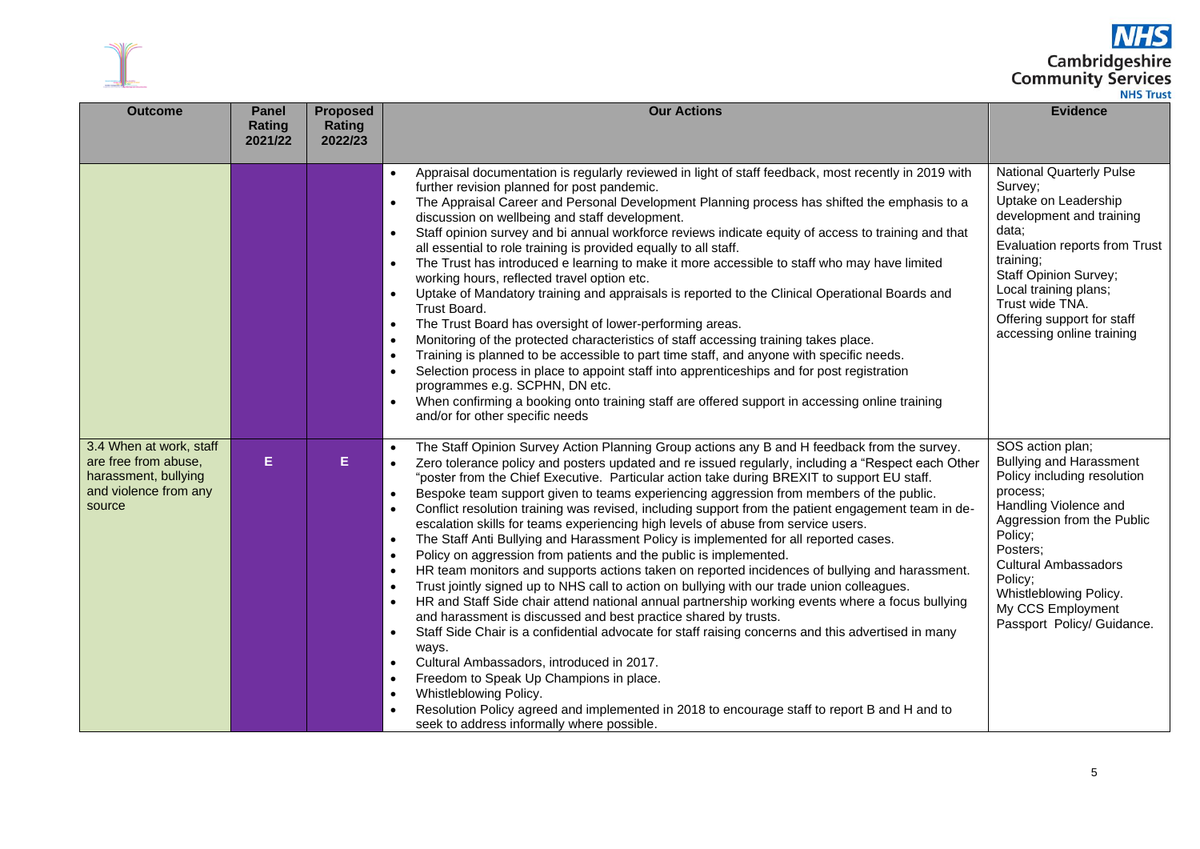| Outcome | Panel Rating 2021/22 | Proposed Rating 2022/23 | Our Actions | Evidence |
|---|---|---|---|---|
| | | | • Appraisal documentation is regularly reviewed in light of staff feedback, most recently in 2019 with further revision planned for post pandemic.<br>• The Appraisal Career and Personal Development Planning process has shifted the emphasis to a discussion on wellbeing and staff development.<br>• Staff opinion survey and bi annual workforce reviews indicate equity of access to training and that all essential to role training is provided equally to all staff.<br>• The Trust has introduced e learning to make it more accessible to staff who may have limited working hours, reflected travel option etc.<br>• Uptake of Mandatory training and appraisals is reported to the Clinical Operational Boards and Trust Board.<br>• The Trust Board has oversight of lower-performing areas.<br>• Monitoring of the protected characteristics of staff accessing training takes place.<br>• Training is planned to be accessible to part time staff, and anyone with specific needs.<br>• Selection process in place to appoint staff into apprenticeships and for post registration programmes e.g. SCPHN, DN etc.<br>• When confirming a booking onto training staff are offered support in accessing online training and/or for other specific needs | National Quarterly Pulse Survey;<br>Uptake on Leadership development and training data;<br>Evaluation reports from Trust training;<br>Staff Opinion Survey;<br>Local training plans;<br>Trust wide TNA.<br>Offering support for staff accessing online training |
| 3.4 When at work, staff are free from abuse, harassment, bullying and violence from any source | E | E | • The Staff Opinion Survey Action Planning Group actions any B and H feedback from the survey.<br>• Zero tolerance policy and posters updated and re issued regularly, including a "Respect each Other "poster from the Chief Executive. Particular action take during BREXIT to support EU staff.<br>• Bespoke team support given to teams experiencing aggression from members of the public.<br>• Conflict resolution training was revised, including support from the patient engagement team in de-escalation skills for teams experiencing high levels of abuse from service users.<br>• The Staff Anti Bullying and Harassment Policy is implemented for all reported cases.<br>• Policy on aggression from patients and the public is implemented.<br>• HR team monitors and supports actions taken on reported incidences of bullying and harassment.<br>• Trust jointly signed up to NHS call to action on bullying with our trade union colleagues.<br>• HR and Staff Side chair attend national annual partnership working events where a focus bullying and harassment is discussed and best practice shared by trusts.<br>• Staff Side Chair is a confidential advocate for staff raising concerns and this advertised in many ways.<br>• Cultural Ambassadors, introduced in 2017.<br>• Freedom to Speak Up Champions in place.<br>• Whistleblowing Policy.<br>• Resolution Policy agreed and implemented in 2018 to encourage staff to report B and H and to seek to address informally where possible. | SOS action plan;<br>Bullying and Harassment Policy including resolution process;<br>Handling Violence and Aggression from the Public Policy;<br>Posters;<br>Cultural Ambassadors Policy;<br>Whistleblowing Policy.<br>My CCS Employment Passport Policy/ Guidance. |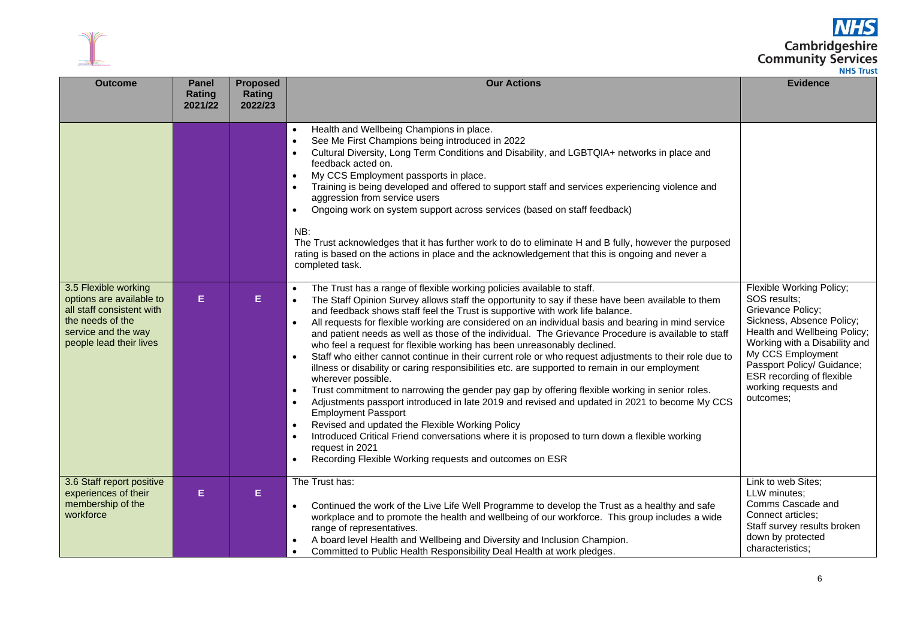| Outcome | Panel Rating 2021/22 | Proposed Rating 2022/23 | Our Actions | Evidence |
|---|---|---|---|---|
| | | | • Health and Wellbeing Champions in place.<br>• See Me First Champions being introduced in 2022<br>• Cultural Diversity, Long Term Conditions and Disability, and LGBTQIA+ networks in place and feedback acted on.<br>• My CCS Employment passports in place.<br>• Training is being developed and offered to support staff and services experiencing violence and aggression from service users<br>• Ongoing work on system support across services (based on staff feedback)<br><br>NB:<br>The Trust acknowledges that it has further work to do to eliminate H and B fully, however the purposed rating is based on the actions in place and the acknowledgement that this is ongoing and never a completed task. | |
| 3.5 Flexible working options are available to all staff consistent with the needs of the service and the way people lead their lives | E | E | • The Trust has a range of flexible working policies available to staff.<br>• The Staff Opinion Survey allows staff the opportunity to say if these have been available to them and feedback shows staff feel the Trust is supportive with work life balance.<br>• All requests for flexible working are considered on an individual basis and bearing in mind service and patient needs as well as those of the individual. The Grievance Procedure is available to staff who feel a request for flexible working has been unreasonably declined.<br>• Staff who either cannot continue in their current role or who request adjustments to their role due to illness or disability or caring responsibilities etc. are supported to remain in our employment wherever possible.<br>• Trust commitment to narrowing the gender pay gap by offering flexible working in senior roles.<br>• Adjustments passport introduced in late 2019 and revised and updated in 2021 to become My CCS Employment Passport<br>• Revised and updated the Flexible Working Policy<br>• Introduced Critical Friend conversations where it is proposed to turn down a flexible working request in 2021<br>• Recording Flexible Working requests and outcomes on ESR | Flexible Working Policy; SOS results; Grievance Policy; Sickness, Absence Policy; Health and Wellbeing Policy; Working with a Disability and My CCS Employment Passport Policy/ Guidance; ESR recording of flexible working requests and outcomes; |
| 3.6 Staff report positive experiences of their membership of the workforce | E | E | The Trust has:<br><br>• Continued the work of the Live Life Well Programme to develop the Trust as a healthy and safe workplace and to promote the health and wellbeing of our workforce. This group includes a wide range of representatives.<br>• A board level Health and Wellbeing and Diversity and Inclusion Champion.<br>• Committed to Public Health Responsibility Deal Health at work pledges. | Link to web Sites; LLW minutes; Comms Cascade and Connect articles; Staff survey results broken down by protected characteristics; |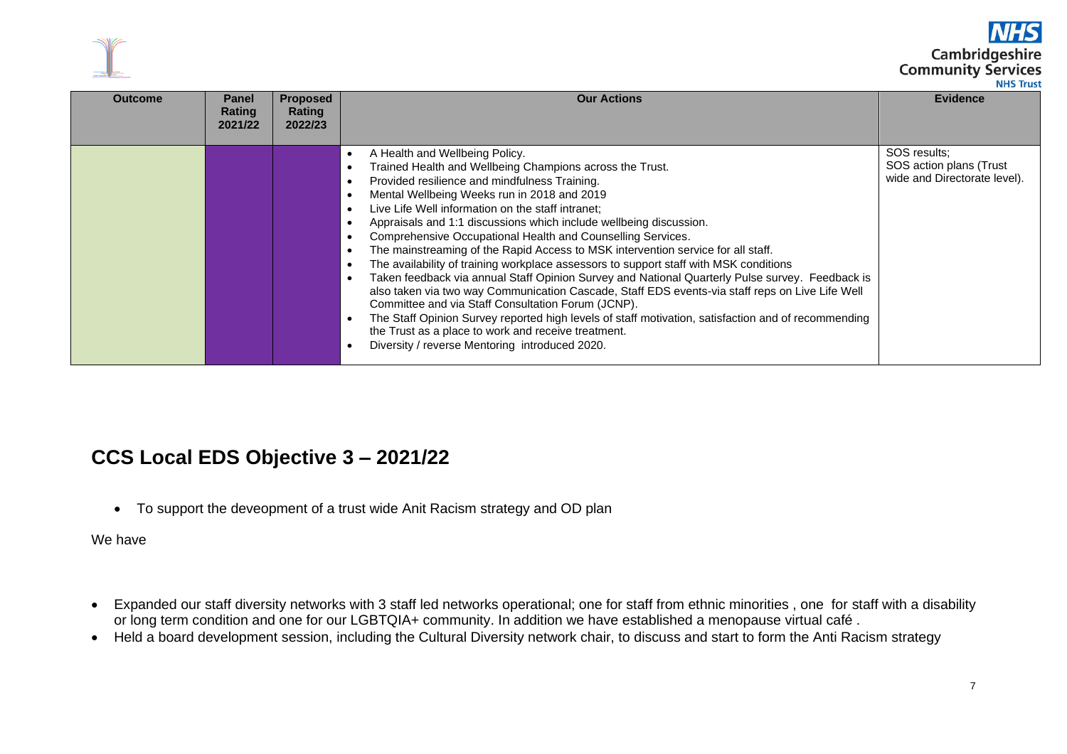| Outcome | Panel Rating 2021/22 | Proposed Rating 2022/23 | Our Actions | Evidence |
|---|---|---|---|---|
| | | | • A Health and Wellbeing Policy.<br>• Trained Health and Wellbeing Champions across the Trust.<br>• Provided resilience and mindfulness Training.<br>• Mental Wellbeing Weeks run in 2018 and 2019<br>• Live Life Well information on the staff intranet;<br>• Appraisals and 1:1 discussions which include wellbeing discussion.<br>• Comprehensive Occupational Health and Counselling Services.<br>• The mainstreaming of the Rapid Access to MSK intervention service for all staff.<br>• The availability of training workplace assessors to support staff with MSK conditions<br>• Taken feedback via annual Staff Opinion Survey and National Quarterly Pulse survey. Feedback is also taken via two way Communication Cascade, Staff EDS events-via staff reps on Live Life Well Committee and via Staff Consultation Forum (JCNP).<br>• The Staff Opinion Survey reported high levels of staff motivation, satisfaction and of recommending the Trust as a place to work and receive treatment.<br>• Diversity / reverse Mentoring introduced 2020. | SOS results;<br>SOS action plans (Trust wide and Directorate level). |

## CCS Local EDS Objective 3 – 2021/22

- To support the deveopment of a trust wide Anit Racism strategy and OD plan

We have

- Expanded our staff diversity networks with 3 staff led networks operational; one for staff from ethnic minorities , one for staff with a disability or long term condition and one for our LGBTQIA+ community. In addition we have established a menopause virtual café .
- Held a board development session, including the Cultural Diversity network chair, to discuss and start to form the Anti Racism strategy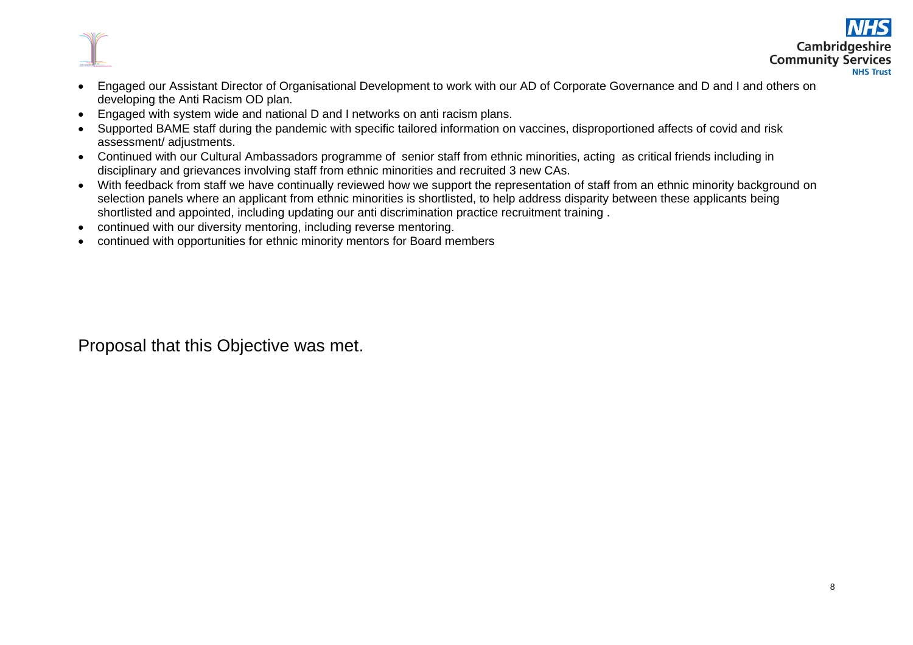- Engaged our Assistant Director of Organisational Development to work with our AD of Corporate Governance and D and I and others on developing the Anti Racism OD plan.
- Engaged with system wide and national D and I networks on anti racism plans.
- Supported BAME staff during the pandemic with specific tailored information on vaccines, disproportioned affects of covid and risk assessment/ adjustments.
- Continued with our Cultural Ambassadors programme of senior staff from ethnic minorities, acting as critical friends including in disciplinary and grievances involving staff from ethnic minorities and recruited 3 new CAs.
- With feedback from staff we have continually reviewed how we support the representation of staff from an ethnic minority background on selection panels where an applicant from ethnic minorities is shortlisted, to help address disparity between these applicants being shortlisted and appointed, including updating our anti discrimination practice recruitment training .
- continued with our diversity mentoring, including reverse mentoring.
- continued with opportunities for ethnic minority mentors for Board members

Proposal that this Objective was met.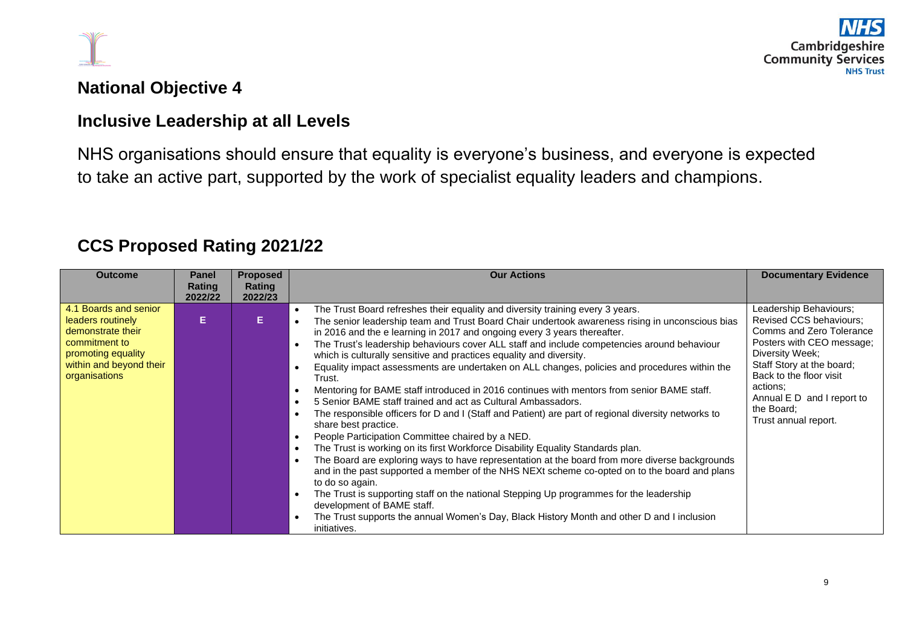## National Objective 4

## Inclusive Leadership at all Levels

NHS organisations should ensure that equality is everyone's business, and everyone is expected to take an active part, supported by the work of specialist equality leaders and champions.

## CCS Proposed Rating 2021/22

| Outcome | Panel Rating 2022/22 | Proposed Rating 2022/23 | Our Actions | Documentary Evidence |
| --- | --- | --- | --- | --- |
| 4.1 Boards and senior leaders routinely demonstrate their commitment to promoting equality within and beyond their organisations | E | E | • The Trust Board refreshes their equality and diversity training every 3 years.<br>• The senior leadership team and Trust Board Chair undertook awareness rising in unconscious bias in 2016 and the e learning in 2017 and ongoing every 3 years thereafter.<br>• The Trust's leadership behaviours cover ALL staff and include competencies around behaviour which is culturally sensitive and practices equality and diversity.<br>• Equality impact assessments are undertaken on ALL changes, policies and procedures within the Trust.<br>• Mentoring for BAME staff introduced in 2016 continues with mentors from senior BAME staff.<br>• 5 Senior BAME staff trained and act as Cultural Ambassadors.<br>• The responsible officers for D and I (Staff and Patient) are part of regional diversity networks to share best practice.<br>• People Participation Committee chaired by a NED.<br>• The Trust is working on its first Workforce Disability Equality Standards plan.<br>• The Board are exploring ways to have representation at the board from more diverse backgrounds and in the past supported a member of the NHS NEXt scheme co-opted on to the board and plans to do so again.<br>• The Trust is supporting staff on the national Stepping Up programmes for the leadership development of BAME staff.<br>• The Trust supports the annual Women's Day, Black History Month and other D and I inclusion initiatives. | Leadership Behaviours;<br>Revised CCS behaviours;<br>Comms and Zero Tolerance Posters with CEO message;<br>Diversity Week;<br>Staff Story at the board;<br>Back to the floor visit actions;<br>Annual E D and I report to the Board;<br>Trust annual report. |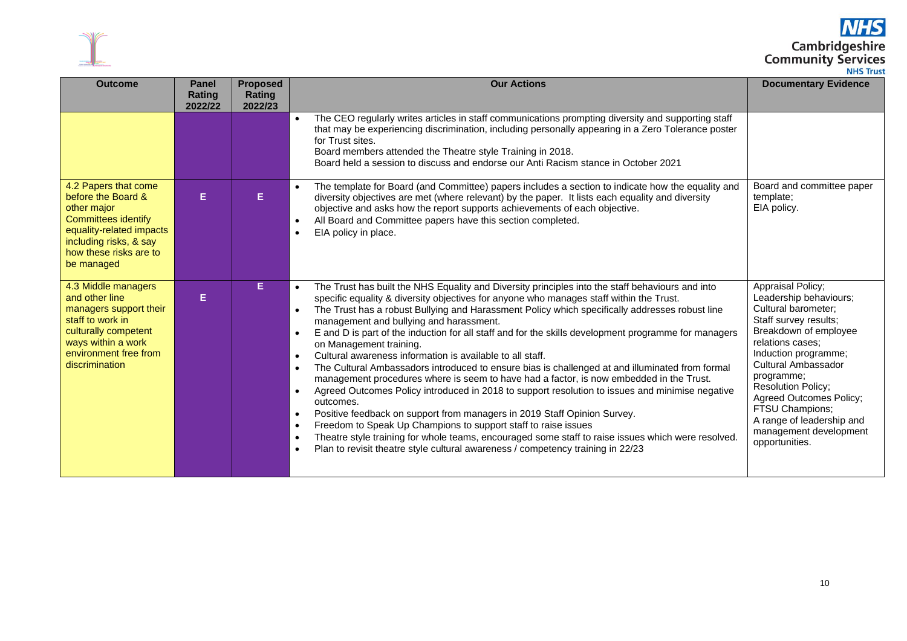| Outcome | Panel Rating 2022/22 | Proposed Rating 2022/23 | Our Actions | Documentary Evidence |
|---|---|---|---|---|
| | | | • The CEO regularly writes articles in staff communications prompting diversity and supporting staff that may be experiencing discrimination, including personally appearing in a Zero Tolerance poster for Trust sites.<br>Board members attended the Theatre style Training in 2018.<br>Board held a session to discuss and endorse our Anti Racism stance in October 2021 | |
| 4.2 Papers that come before the Board & other major Committees identify equality-related impacts including risks, & say how these risks are to be managed | E | E | • The template for Board (and Committee) papers includes a section to indicate how the equality and diversity objectives are met (where relevant) by the paper. It lists each equality and diversity objective and asks how the report supports achievements of each objective.<br>• All Board and Committee papers have this section completed.<br>• EIA policy in place. | Board and committee paper template;<br>EIA policy. |
| 4.3 Middle managers and other line managers support their staff to work in culturally competent ways within a work environment free from discrimination | E | E | • The Trust has built the NHS Equality and Diversity principles into the staff behaviours and into specific equality & diversity objectives for anyone who manages staff within the Trust.<br>• The Trust has a robust Bullying and Harassment Policy which specifically addresses robust line management and bullying and harassment.<br>• E and D is part of the induction for all staff and for the skills development programme for managers on Management training.<br>• Cultural awareness information is available to all staff.<br>• The Cultural Ambassadors introduced to ensure bias is challenged at and illuminated from formal management procedures where is seem to have had a factor, is now embedded in the Trust.<br>• Agreed Outcomes Policy introduced in 2018 to support resolution to issues and minimise negative outcomes.<br>• Positive feedback on support from managers in 2019 Staff Opinion Survey.<br>• Freedom to Speak Up Champions to support staff to raise issues<br>• Theatre style training for whole teams, encouraged some staff to raise issues which were resolved.<br>• Plan to revisit theatre style cultural awareness / competency training in 22/23 | Appraisal Policy;<br>Leadership behaviours;<br>Cultural barometer;<br>Staff survey results;<br>Breakdown of employee relations cases;<br>Induction programme;<br>Cultural Ambassador programme;<br>Resolution Policy;<br>Agreed Outcomes Policy;<br>FTSU Champions;<br>A range of leadership and management development opportunities. |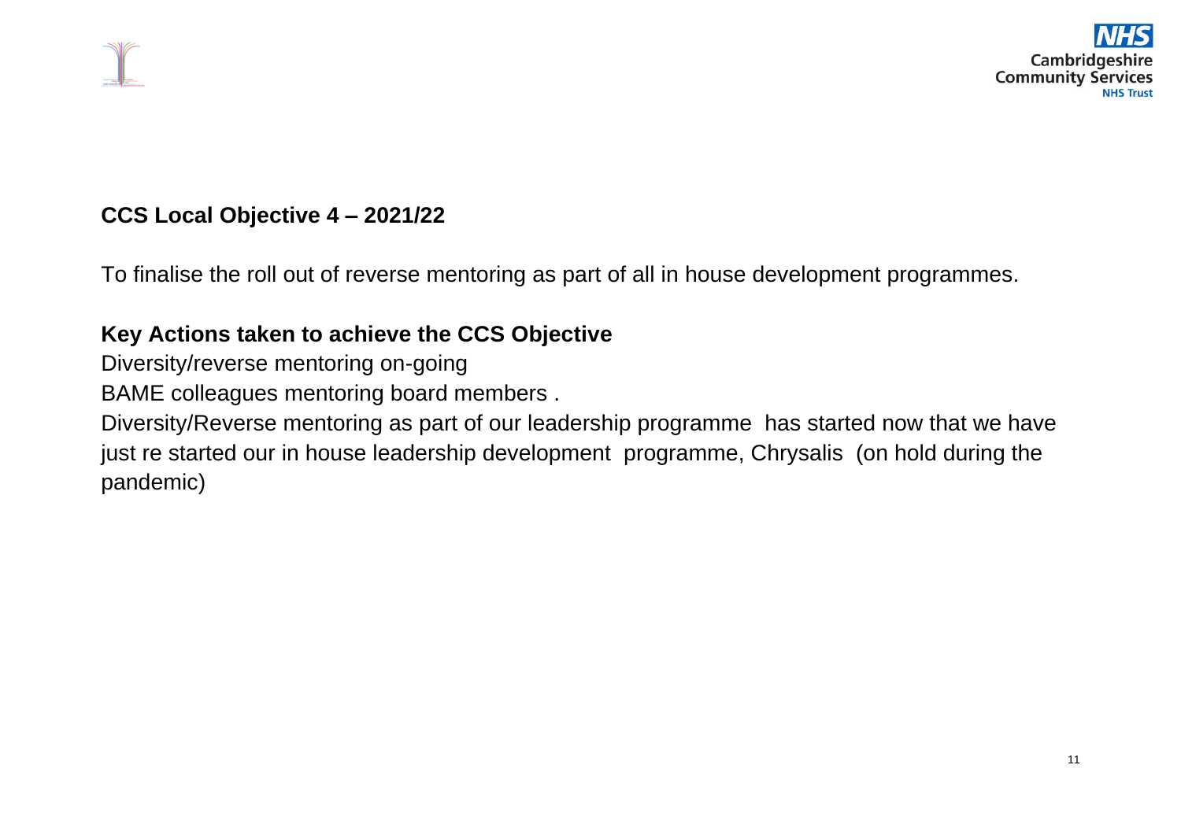## CCS Local Objective 4 – 2021/22

To finalise the roll out of reverse mentoring as part of all in house development programmes.

## Key Actions taken to achieve the CCS Objective

Diversity/reverse mentoring on-going

BAME colleagues mentoring board members .

Diversity/Reverse mentoring as part of our leadership programme has started now that we have just re started our in house leadership development programme, Chrysalis (on hold during the pandemic)